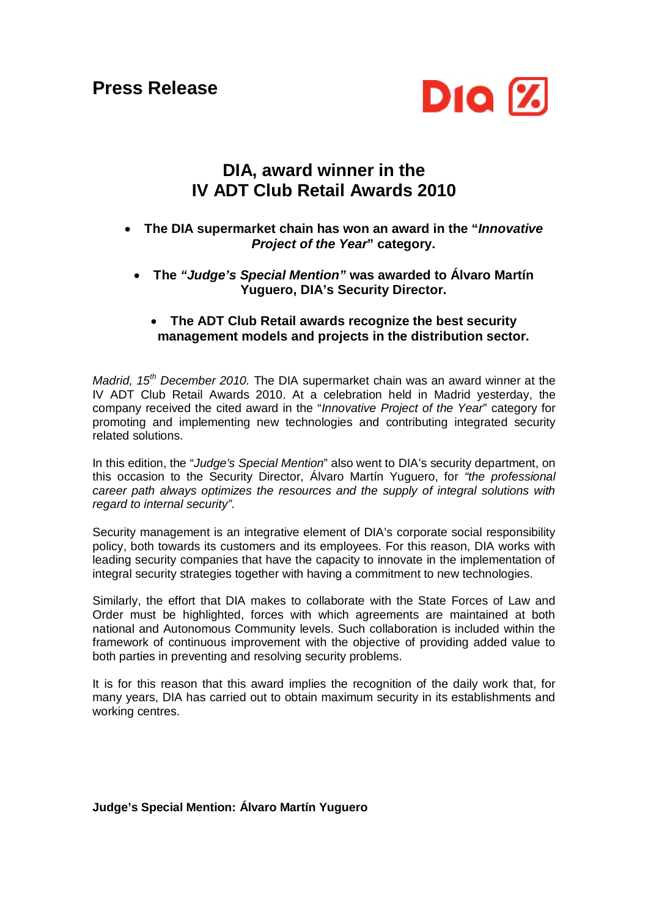**Press Release**

# DIA, award winner in the IV ADT Club Retail Awards 2010

- **The DIA supermarket chain has won an award in the "*Innovative Project of the Year*" category.**
- **The *"Judge's Special Mention"* was awarded to Álvaro Martín Yuguero, DIA's Security Director.**
- **The ADT Club Retail awards recognize the best security management models and projects in the distribution sector.**

*Madrid, 15th December 2010.* The DIA supermarket chain was an award winner at the IV ADT Club Retail Awards 2010. At a celebration held in Madrid yesterday, the company received the cited award in the "*Innovative Project of the Year*" category for promoting and implementing new technologies and contributing integrated security related solutions.

In this edition, the "*Judge's Special Mention*" also went to DIA's security department, on this occasion to the Security Director, Álvaro Martín Yuguero, for *"the professional career path always optimizes the resources and the supply of integral solutions with regard to internal security"*.

Security management is an integrative element of DIA's corporate social responsibility policy, both towards its customers and its employees. For this reason, DIA works with leading security companies that have the capacity to innovate in the implementation of integral security strategies together with having a commitment to new technologies.

Similarly, the effort that DIA makes to collaborate with the State Forces of Law and Order must be highlighted, forces with which agreements are maintained at both national and Autonomous Community levels. Such collaboration is included within the framework of continuous improvement with the objective of providing added value to both parties in preventing and resolving security problems.

It is for this reason that this award implies the recognition of the daily work that, for many years, DIA has carried out to obtain maximum security in its establishments and working centres.

**Judge's Special Mention: Álvaro Martín Yuguero**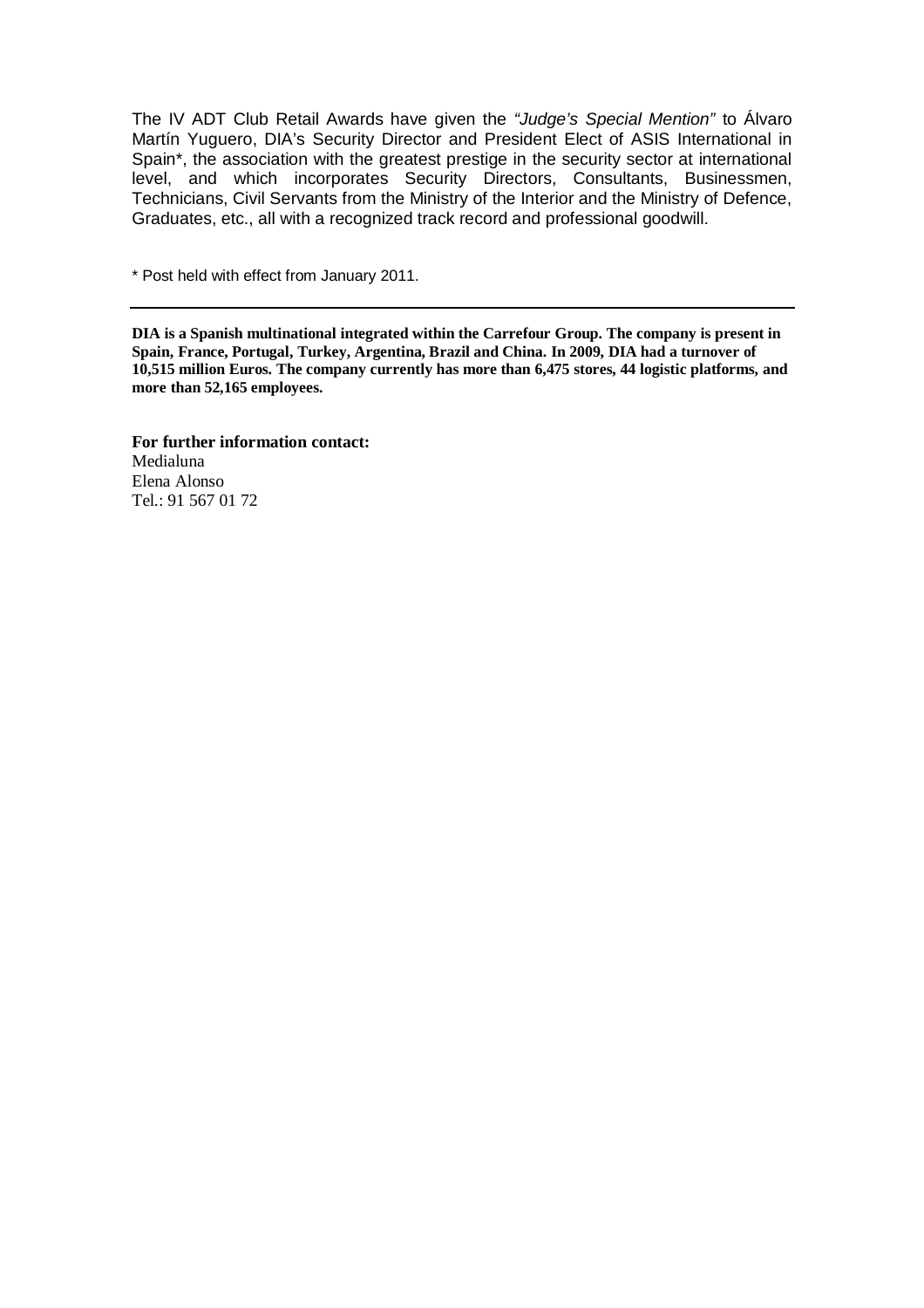The IV ADT Club Retail Awards have given the *"Judge's Special Mention"* to Álvaro Martín Yuguero, DIA's Security Director and President Elect of ASIS International in Spain*, the association with the greatest prestige in the security sector at international level, and which incorporates Security Directors, Consultants, Businessmen, Technicians, Civil Servants from the Ministry of the Interior and the Ministry of Defence, Graduates, etc., all with a recognized track record and professional goodwill.

* Post held with effect from January 2011.

---

**DIA is a Spanish multinational integrated within the Carrefour Group. The company is present in Spain, France, Portugal, Turkey, Argentina, Brazil and China. In 2009, DIA had a turnover of 10,515 million Euros. The company currently has more than 6,475 stores, 44 logistic platforms, and more than 52,165 employees.**

**For further information contact:**
Medialuna
Elena Alonso
Tel.: 91 567 01 72